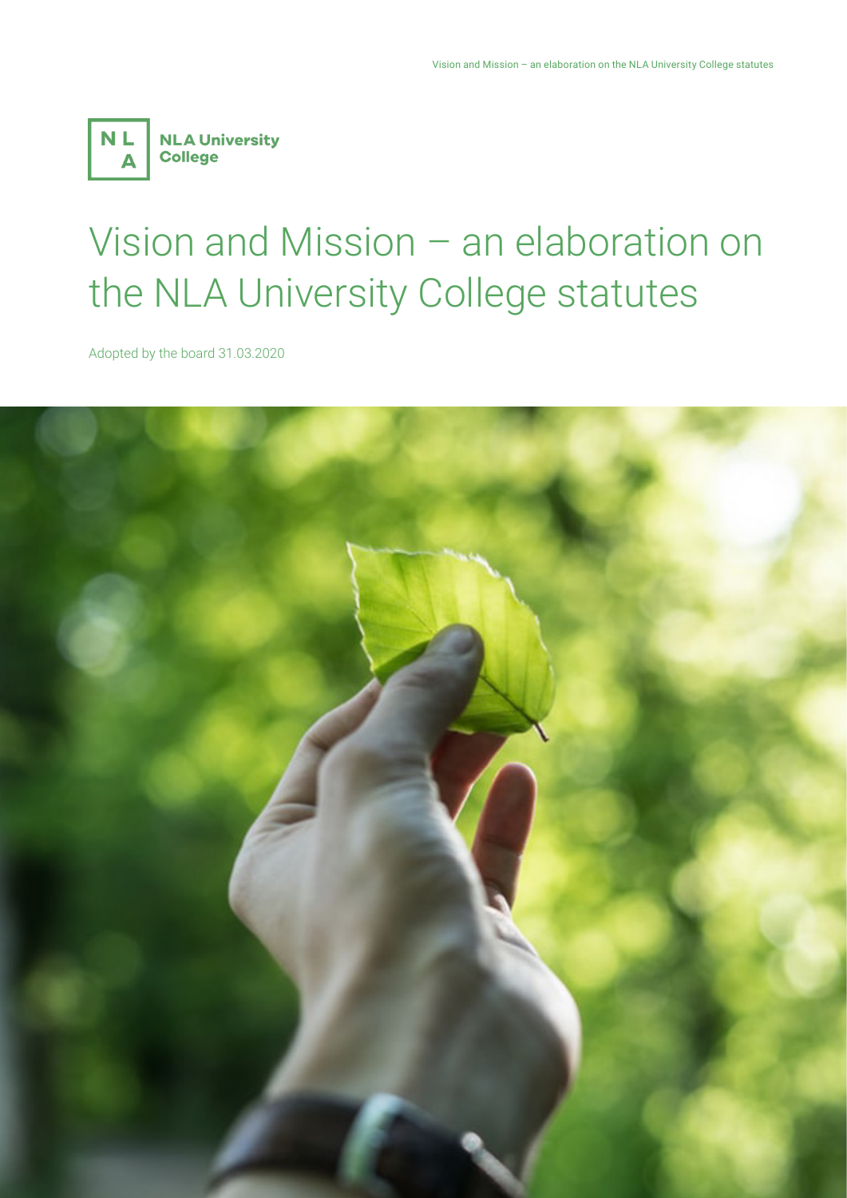NLA University College

# Vision and Mission – an elaboration on the NLA University College statutes

Adopted by the board 31.03.2020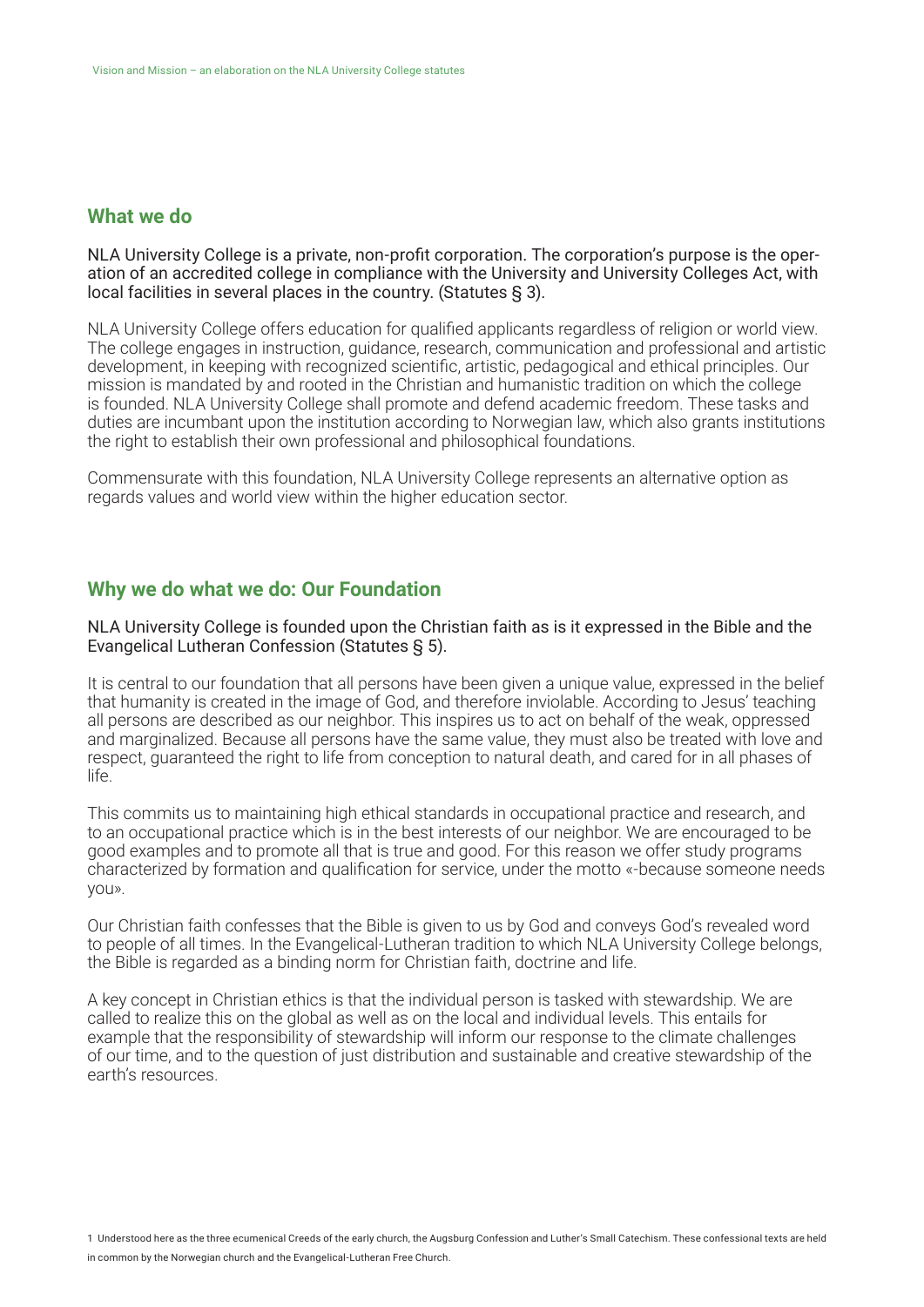## What we do

NLA University College is a private, non-profit corporation. The corporation's purpose is the operation of an accredited college in compliance with the University and University Colleges Act, with local facilities in several places in the country. (Statutes § 3).

NLA University College offers education for qualified applicants regardless of religion or world view. The college engages in instruction, guidance, research, communication and professional and artistic development, in keeping with recognized scientific, artistic, pedagogical and ethical principles. Our mission is mandated by and rooted in the Christian and humanistic tradition on which the college is founded. NLA University College shall promote and defend academic freedom. These tasks and duties are incumbent upon the institution according to Norwegian law, which also grants institutions the right to establish their own professional and philosophical foundations.

Commensurate with this foundation, NLA University College represents an alternative option as regards values and world view within the higher education sector.

## Why we do what we do: Our Foundation

NLA University College is founded upon the Christian faith as is it expressed in the Bible and the Evangelical Lutheran Confession (Statutes § 5).

It is central to our foundation that all persons have been given a unique value, expressed in the belief that humanity is created in the image of God, and therefore inviolable. According to Jesus' teaching all persons are described as our neighbor. This inspires us to act on behalf of the weak, oppressed and marginalized. Because all persons have the same value, they must also be treated with love and respect, guaranteed the right to life from conception to natural death, and cared for in all phases of life.

This commits us to maintaining high ethical standards in occupational practice and research, and to an occupational practice which is in the best interests of our neighbor. We are encouraged to be good examples and to promote all that is true and good. For this reason we offer study programs characterized by formation and qualification for service, under the motto «-because someone needs you».

Our Christian faith confesses that the Bible is given to us by God and conveys God's revealed word to people of all times. In the Evangelical-Lutheran tradition to which NLA University College belongs, the Bible is regarded as a binding norm for Christian faith, doctrine and life.

A key concept in Christian ethics is that the individual person is tasked with stewardship. We are called to realize this on the global as well as on the local and individual levels. This entails for example that the responsibility of stewardship will inform our response to the climate challenges of our time, and to the question of just distribution and sustainable and creative stewardship of the earth's resources.

1 Understood here as the three ecumenical Creeds of the early church, the Augsburg Confession and Luther's Small Catechism. These confessional texts are held in common by the Norwegian church and the Evangelical-Lutheran Free Church.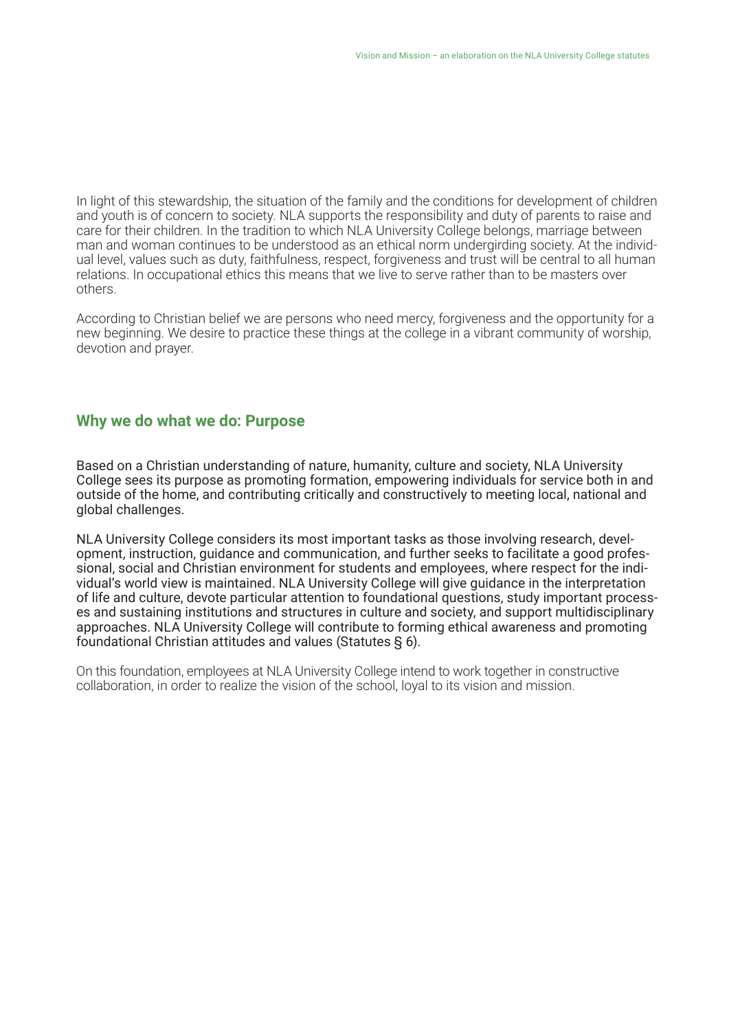In light of this stewardship, the situation of the family and the conditions for development of children and youth is of concern to society. NLA supports the responsibility and duty of parents to raise and care for their children. In the tradition to which NLA University College belongs, marriage between man and woman continues to be understood as an ethical norm undergirding society. At the individual level, values such as duty, faithfulness, respect, forgiveness and trust will be central to all human relations. In occupational ethics this means that we live to serve rather than to be masters over others.

According to Christian belief we are persons who need mercy, forgiveness and the opportunity for a new beginning. We desire to practice these things at the college in a vibrant community of worship, devotion and prayer.

## Why we do what we do: Purpose

Based on a Christian understanding of nature, humanity, culture and society, NLA University College sees its purpose as promoting formation, empowering individuals for service both in and outside of the home, and contributing critically and constructively to meeting local, national and global challenges.

NLA University College considers its most important tasks as those involving research, development, instruction, guidance and communication, and further seeks to facilitate a good professional, social and Christian environment for students and employees, where respect for the individual's world view is maintained. NLA University College will give guidance in the interpretation of life and culture, devote particular attention to foundational questions, study important processes and sustaining institutions and structures in culture and society, and support multidisciplinary approaches. NLA University College will contribute to forming ethical awareness and promoting foundational Christian attitudes and values (Statutes § 6).

On this foundation, employees at NLA University College intend to work together in constructive collaboration, in order to realize the vision of the school, loyal to its vision and mission.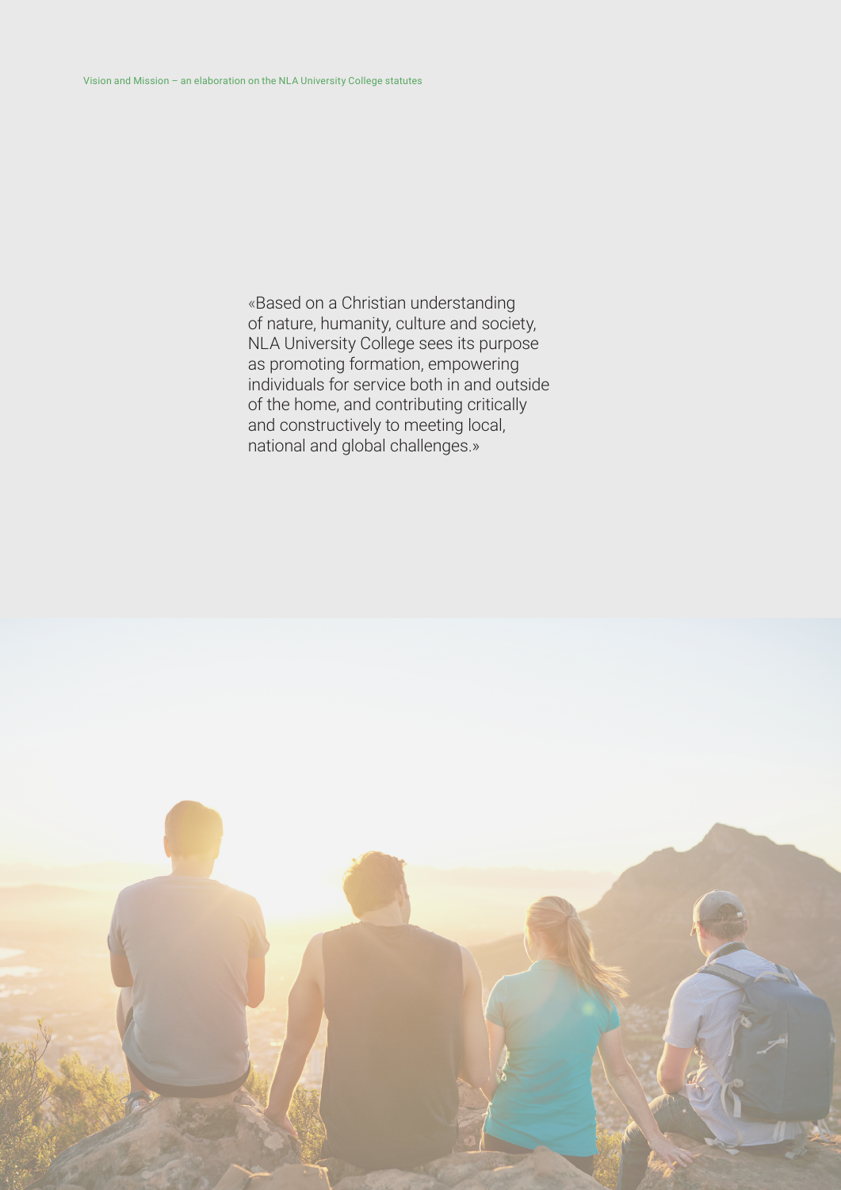«Based on a Christian understanding of nature, humanity, culture and society, NLA University College sees its purpose as promoting formation, empowering individuals for service both in and outside of the home, and contributing critically and constructively to meeting local, national and global challenges.»